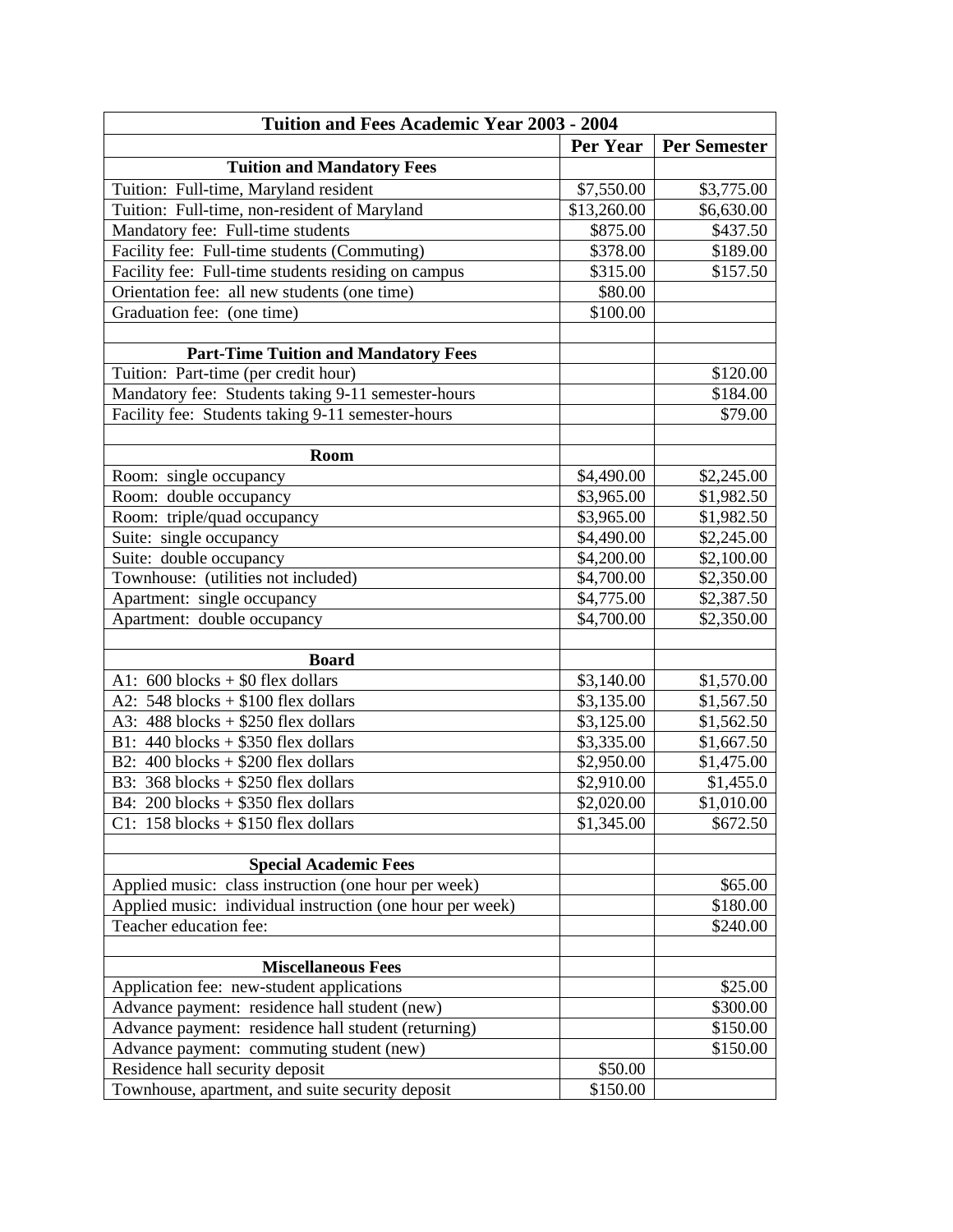| Tuition and Fees Academic Year 2003 - 2004 | | |
|---|---|---|
| | **Per Year** | **Per Semester** |
| **Tuition and Mandatory Fees** | | |
| Tuition: Full-time, Maryland resident | $7,550.00 | $3,775.00 |
| Tuition: Full-time, non-resident of Maryland | $13,260.00 | $6,630.00 |
| Mandatory fee: Full-time students | $875.00 | $437.50 |
| Facility fee: Full-time students (Commuting) | $378.00 | $189.00 |
| Facility fee: Full-time students residing on campus | $315.00 | $157.50 |
| Orientation fee: all new students (one time) | $80.00 | |
| Graduation fee: (one time) | $100.00 | |
| | | |
| **Part-Time Tuition and Mandatory Fees** | | |
| Tuition: Part-time (per credit hour) | | $120.00 |
| Mandatory fee: Students taking 9-11 semester-hours | | $184.00 |
| Facility fee: Students taking 9-11 semester-hours | | $79.00 |
| | | |
| **Room** | | |
| Room: single occupancy | $4,490.00 | $2,245.00 |
| Room: double occupancy | $3,965.00 | $1,982.50 |
| Room: triple/quad occupancy | $3,965.00 | $1,982.50 |
| Suite: single occupancy | $4,490.00 | $2,245.00 |
| Suite: double occupancy | $4,200.00 | $2,100.00 |
| Townhouse: (utilities not included) | $4,700.00 | $2,350.00 |
| Apartment: single occupancy | $4,775.00 | $2,387.50 |
| Apartment: double occupancy | $4,700.00 | $2,350.00 |
| | | |
| **Board** | | |
| A1: 600 blocks + $0 flex dollars | $3,140.00 | $1,570.00 |
| A2: 548 blocks + $100 flex dollars | $3,135.00 | $1,567.50 |
| A3: 488 blocks + $250 flex dollars | $3,125.00 | $1,562.50 |
| B1: 440 blocks + $350 flex dollars | $3,335.00 | $1,667.50 |
| B2: 400 blocks + $200 flex dollars | $2,950.00 | $1,475.00 |
| B3: 368 blocks + $250 flex dollars | $2,910.00 | $1,455.0 |
| B4: 200 blocks + $350 flex dollars | $2,020.00 | $1,010.00 |
| C1: 158 blocks + $150 flex dollars | $1,345.00 | $672.50 |
| | | |
| **Special Academic Fees** | | |
| Applied music: class instruction (one hour per week) | | $65.00 |
| Applied music: individual instruction (one hour per week) | | $180.00 |
| Teacher education fee: | | $240.00 |
| | | |
| **Miscellaneous Fees** | | |
| Application fee: new-student applications | | $25.00 |
| Advance payment: residence hall student (new) | | $300.00 |
| Advance payment: residence hall student (returning) | | $150.00 |
| Advance payment: commuting student (new) | | $150.00 |
| Residence hall security deposit | $50.00 | |
| Townhouse, apartment, and suite security deposit | $150.00 | |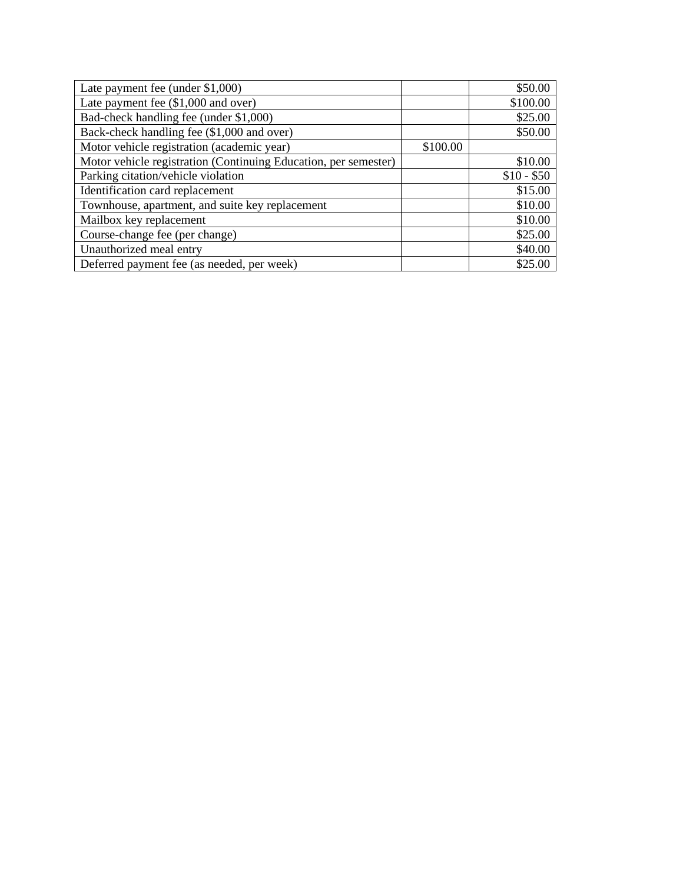| | | |
|---|---|---|
| Late payment fee (under $1,000) | | $50.00 |
| Late payment fee ($1,000 and over) | | $100.00 |
| Bad-check handling fee (under $1,000) | | $25.00 |
| Back-check handling fee ($1,000 and over) | | $50.00 |
| Motor vehicle registration (academic year) | $100.00 | |
| Motor vehicle registration (Continuing Education, per semester) | | $10.00 |
| Parking citation/vehicle violation | | $10 - $50 |
| Identification card replacement | | $15.00 |
| Townhouse, apartment, and suite key replacement | | $10.00 |
| Mailbox key replacement | | $10.00 |
| Course-change fee (per change) | | $25.00 |
| Unauthorized meal entry | | $40.00 |
| Deferred payment fee (as needed, per week) | | $25.00 |